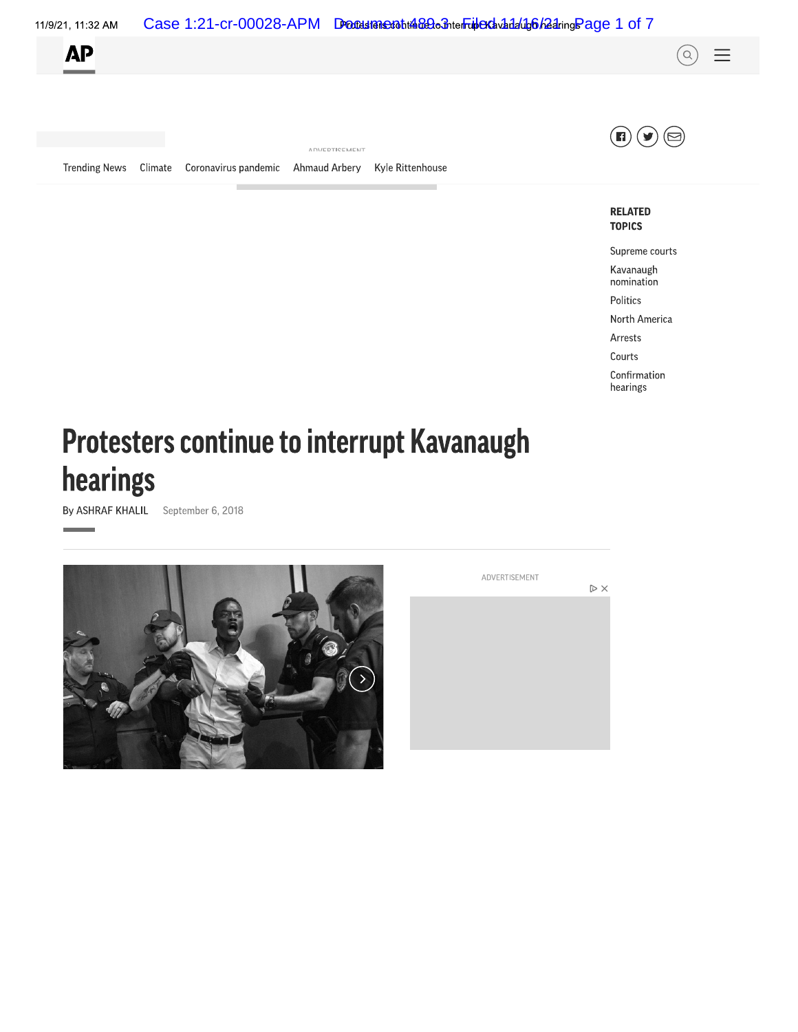Trending News Climate Coronavirus pandemic Ahmaud Arbery Kyle Rittenhouse

**RELATED TOPICS**

- Supreme courts
- Kavanaugh nomination
- Politics
- North America
- Arrests
- Courts
- Confirmation hearings

# Protesters continue to interrupt Kavanaugh hearings

By ASHRAF KHALIL September 6, 2018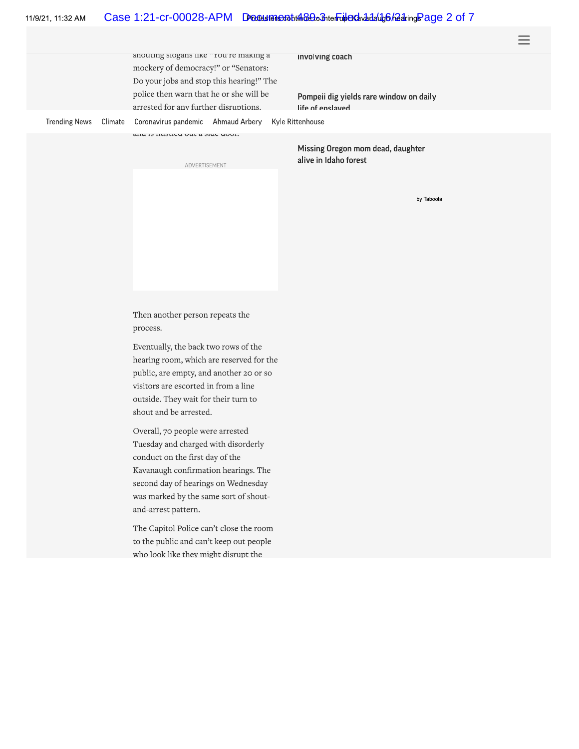shouting slogans like "You're making a mockery of democracy!" or "Senators: Do your jobs and stop this hearing!" The police then warn that he or she will be arrested for any further disruptions.

and is hustled out a side door.

Then another person repeats the process.

Eventually, the back two rows of the hearing room, which are reserved for the public, are empty, and another 20 or so visitors are escorted in from a line outside. They wait for their turn to shout and be arrested.

Overall, 70 people were arrested Tuesday and charged with disorderly conduct on the first day of the Kavanaugh confirmation hearings. The second day of hearings on Wednesday was marked by the same sort of shout-and-arrest pattern.

The Capitol Police can't close the room to the public and can't keep out people who look like they might disrupt the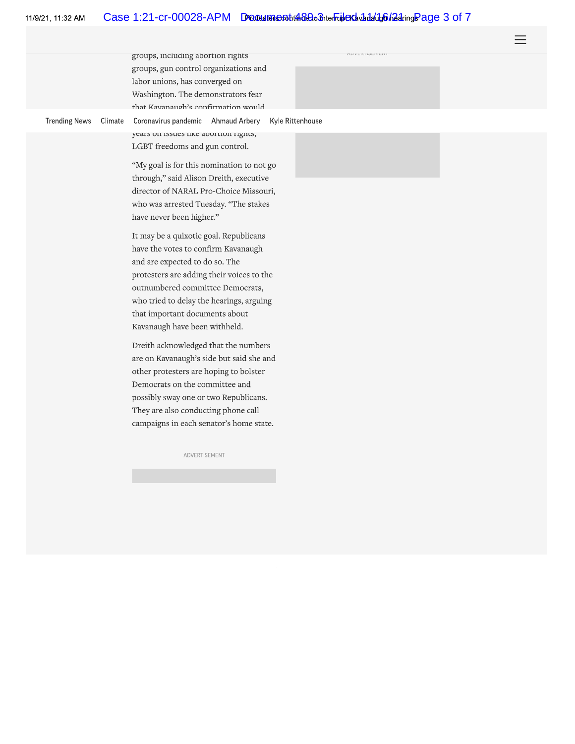groups, including abortion rights groups, gun control organizations and labor unions, has converged on Washington. The demonstrators fear that Kavanaugh's confirmation would

Trending News Climate Coronavirus pandemic Ahmaud Arbery Kyle Rittenhouse

years on issues like abortion rights, LGBT freedoms and gun control.

"My goal is for this nomination to not go through," said Alison Dreith, executive director of NARAL Pro-Choice Missouri, who was arrested Tuesday. "The stakes have never been higher."

It may be a quixotic goal. Republicans have the votes to confirm Kavanaugh and are expected to do so. The protesters are adding their voices to the outnumbered committee Democrats, who tried to delay the hearings, arguing that important documents about Kavanaugh have been withheld.

Dreith acknowledged that the numbers are on Kavanaugh's side but said she and other protesters are hoping to bolster Democrats on the committee and possibly sway one or two Republicans. They are also conducting phone call campaigns in each senator's home state.

ADVERTISEMENT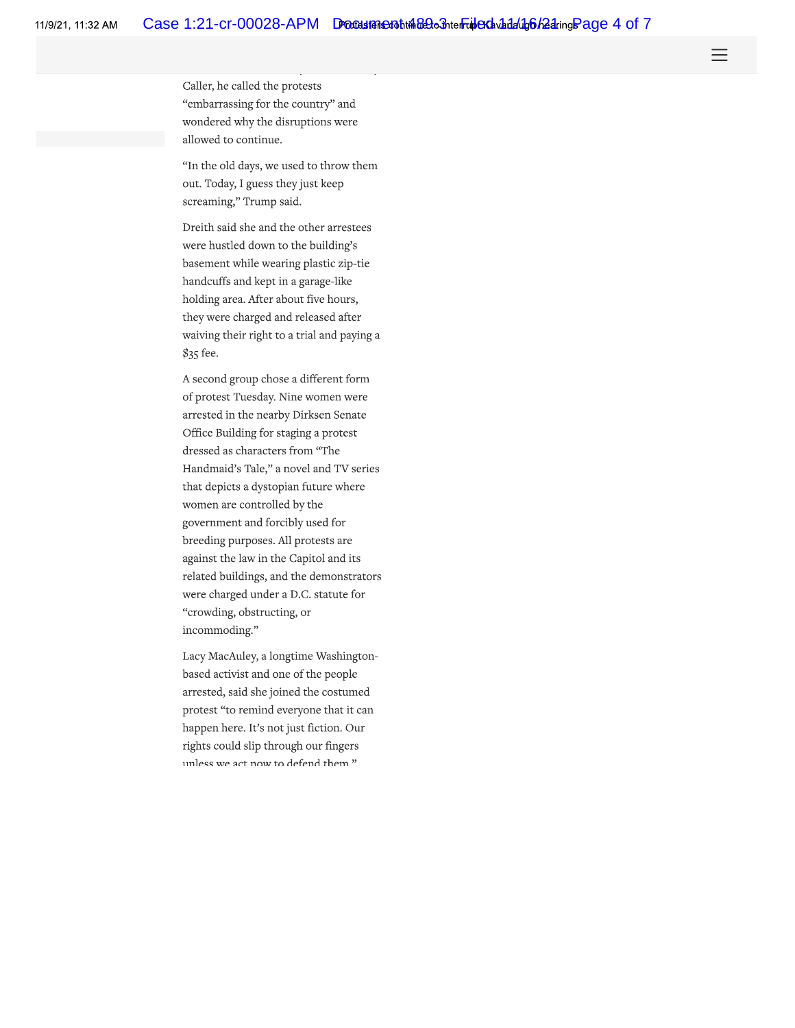Caller, he called the protests "embarrassing for the country" and wondered why the disruptions were allowed to continue.

"In the old days, we used to throw them out. Today, I guess they just keep screaming," Trump said.

Dreith said she and the other arrestees were hustled down to the building's basement while wearing plastic zip-tie handcuffs and kept in a garage-like holding area. After about five hours, they were charged and released after waiving their right to a trial and paying a $35 fee.

A second group chose a different form of protest Tuesday. Nine women were arrested in the nearby Dirksen Senate Office Building for staging a protest dressed as characters from "The Handmaid's Tale," a novel and TV series that depicts a dystopian future where women are controlled by the government and forcibly used for breeding purposes. All protests are against the law in the Capitol and its related buildings, and the demonstrators were charged under a D.C. statute for "crowding, obstructing, or incommoding."

Lacy MacAuley, a longtime Washington-based activist and one of the people arrested, said she joined the costumed protest "to remind everyone that it can happen here. It's not just fiction. Our rights could slip through our fingers unless we act now to defend them."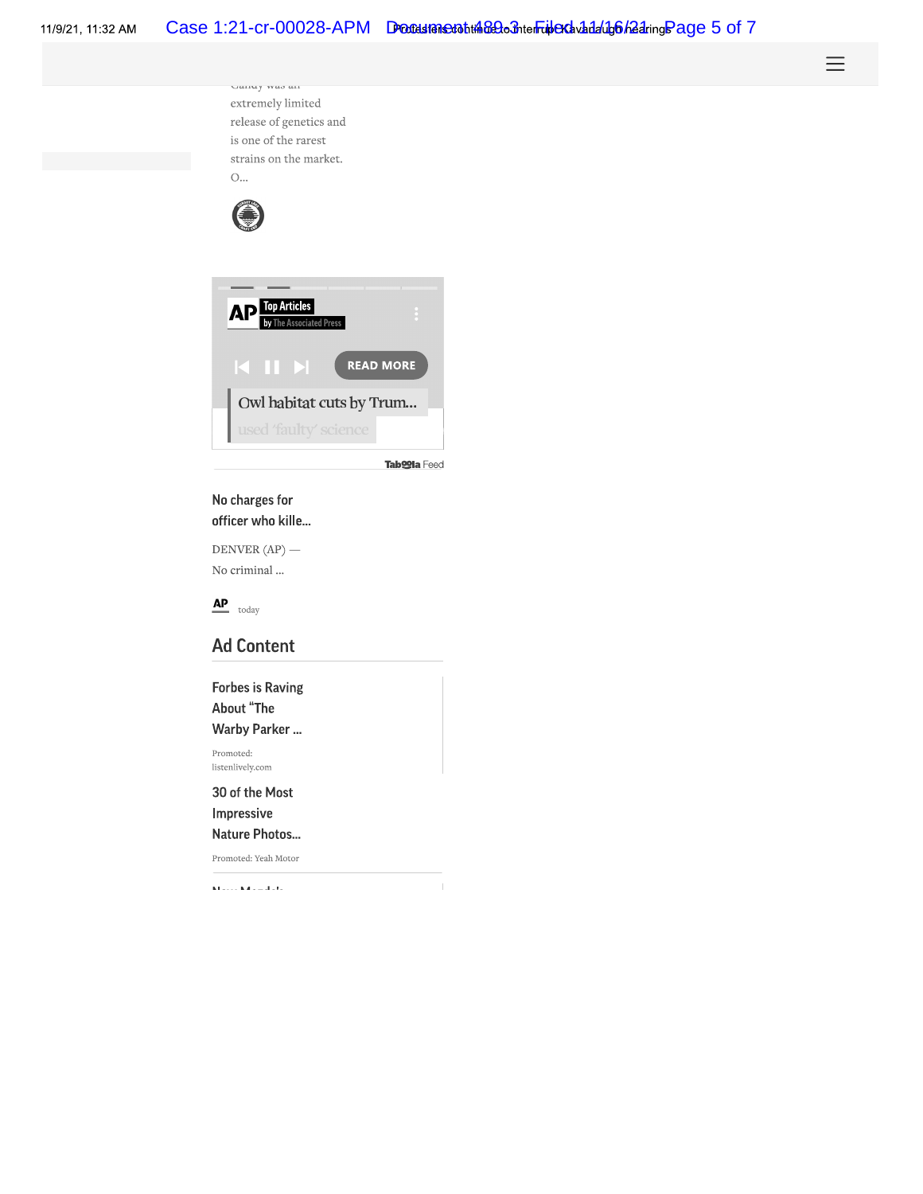Candy was an extremely limited release of genetics and is one of the rarest strains on the market. O...

AP Top Articles by The Associated Press

READ MORE

Owl habitat cuts by Trum... used 'faulty' science

Taboola Feed

No charges for officer who kille...

DENVER (AP) — No criminal ...

AP today

## Ad Content

Forbes is Raving About "The Warby Parker ...

Promoted: listenlively.com

30 of the Most Impressive Nature Photos...

Promoted: Yeah Motor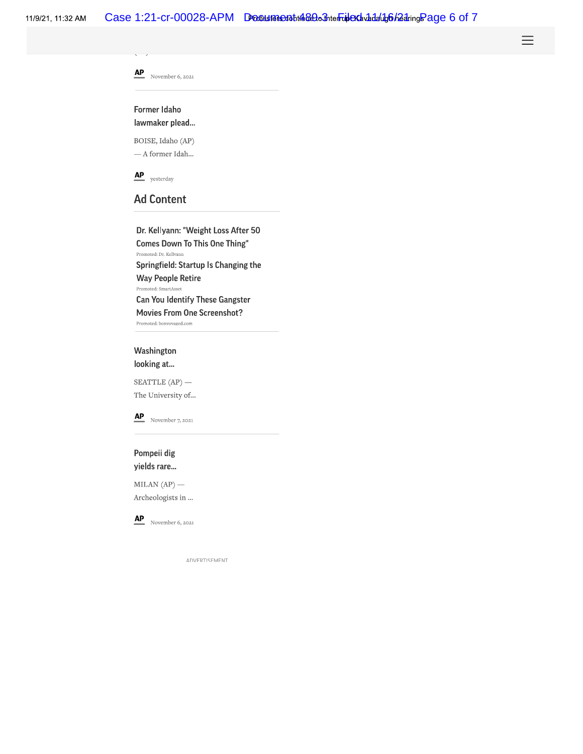AP November 6, 2021

---

Former Idaho lawmaker plead...

BOISE, Idaho (AP) — A former Idah...

AP yesterday

## Ad Content

---

Dr. Kellyann: "Weight Loss After 50 Comes Down To This One Thing"

Promoted: Dr. Kellyann

Springfield: Startup Is Changing the Way People Retire

Promoted: SmartAsset

Can You Identify These Gangster Movies From One Screenshot?

Promoted: bonvoyaged.com

---

Washington looking at...

SEATTLE (AP) — The University of...

AP November 7, 2021

---

Pompeii dig yields rare...

MILAN (AP) — Archeologists in ...

AP November 6, 2021

ADVERTISEMENT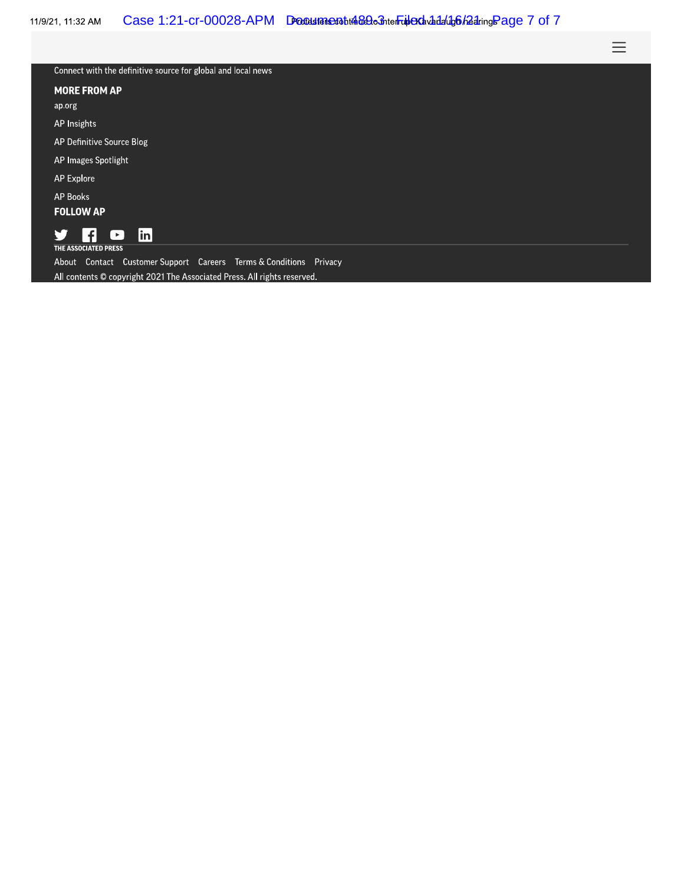Connect with the definitive source for global and local news

**MORE FROM AP**

ap.org

AP Insights

AP Definitive Source Blog

AP Images Spotlight

AP Explore

AP Books

**FOLLOW AP**

**THE ASSOCIATED PRESS**

About Contact Customer Support Careers Terms & Conditions Privacy

All contents © copyright 2021 The Associated Press. All rights reserved.